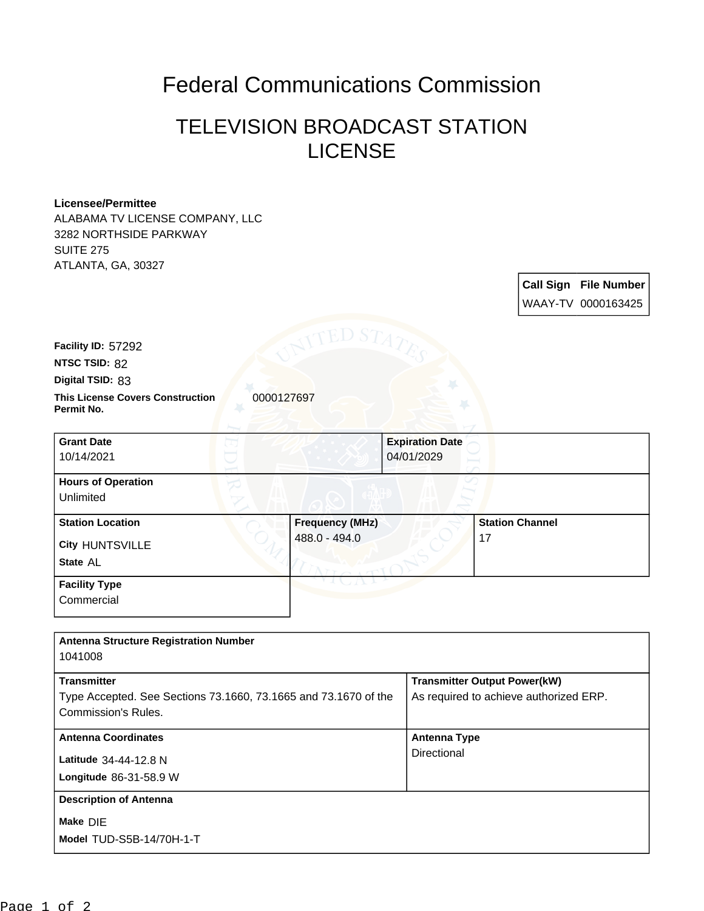# Federal Communications Commission

## TELEVISION BROADCAST STATION LICENSE

**Licensee/Permittee**
ALABAMA TV LICENSE COMPANY, LLC
3282 NORTHSIDE PARKWAY
SUITE 275
ATLANTA, GA, 30327

| Call Sign | File Number |
|---|---|
| WAAY-TV | 0000163425 |

**Facility ID:** 57292
**NTSC TSID:** 82
**Digital TSID:** 83
**This License Covers Construction Permit No.** 0000127697

| **Grant Date** | **Expiration Date** |
|---|---|
| 10/14/2021 | 04/01/2029 |

**Hours of Operation**
Unlimited

| **Station Location** | **Frequency (MHz)** | **Station Channel** |
|---|---|---|
| City HUNTSVILLE<br>State AL | 488.0 - 494.0 | 17 |

**Facility Type**
Commercial

**Antenna Structure Registration Number**
1041008

| **Transmitter** | **Transmitter Output Power(kW)** |
|---|---|
| Type Accepted. See Sections 73.1660, 73.1665 and 73.1670 of the Commission's Rules. | As required to achieve authorized ERP. |

| **Antenna Coordinates** | **Antenna Type** |
|---|---|
| Latitude 34-44-12.8 N<br>Longitude 86-31-58.9 W | Directional |

**Description of Antenna**
Make DIE
Model TUD-S5B-14/70H-1-T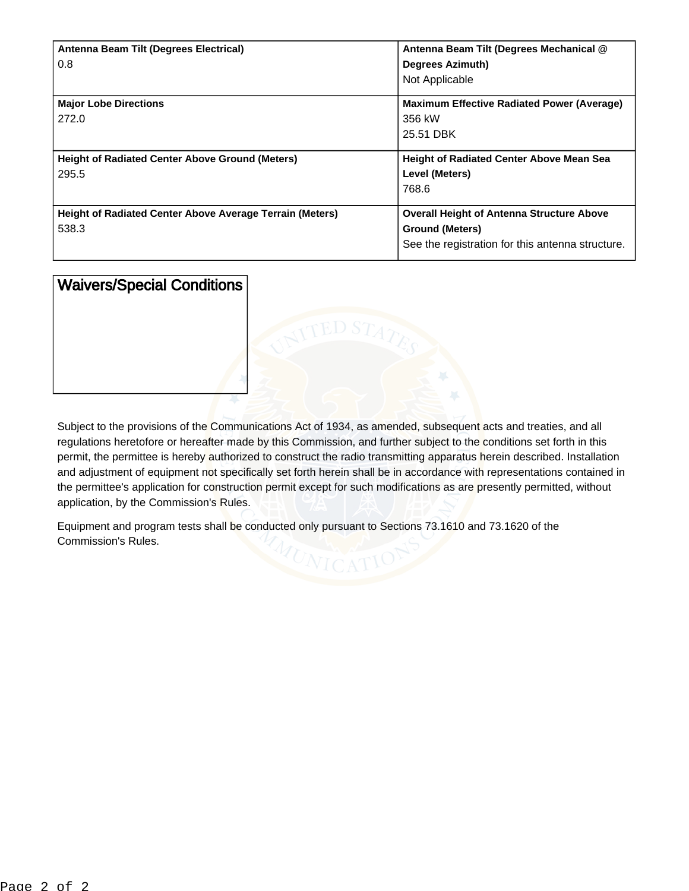| | |
|---|---|
| **Antenna Beam Tilt (Degrees Electrical)**<br>0.8 | **Antenna Beam Tilt (Degrees Mechanical @ Degrees Azimuth)**<br>Not Applicable |
| **Major Lobe Directions**<br>272.0 | **Maximum Effective Radiated Power (Average)**<br>356 kW<br>25.51 DBK |
| **Height of Radiated Center Above Ground (Meters)**<br>295.5 | **Height of Radiated Center Above Mean Sea Level (Meters)**<br>768.6 |
| **Height of Radiated Center Above Average Terrain (Meters)**<br>538.3 | **Overall Height of Antenna Structure Above Ground (Meters)**<br>See the registration for this antenna structure. |

## Waivers/Special Conditions

Subject to the provisions of the Communications Act of 1934, as amended, subsequent acts and treaties, and all regulations heretofore or hereafter made by this Commission, and further subject to the conditions set forth in this permit, the permittee is hereby authorized to construct the radio transmitting apparatus herein described. Installation and adjustment of equipment not specifically set forth herein shall be in accordance with representations contained in the permittee's application for construction permit except for such modifications as are presently permitted, without application, by the Commission's Rules.

Equipment and program tests shall be conducted only pursuant to Sections 73.1610 and 73.1620 of the Commission's Rules.